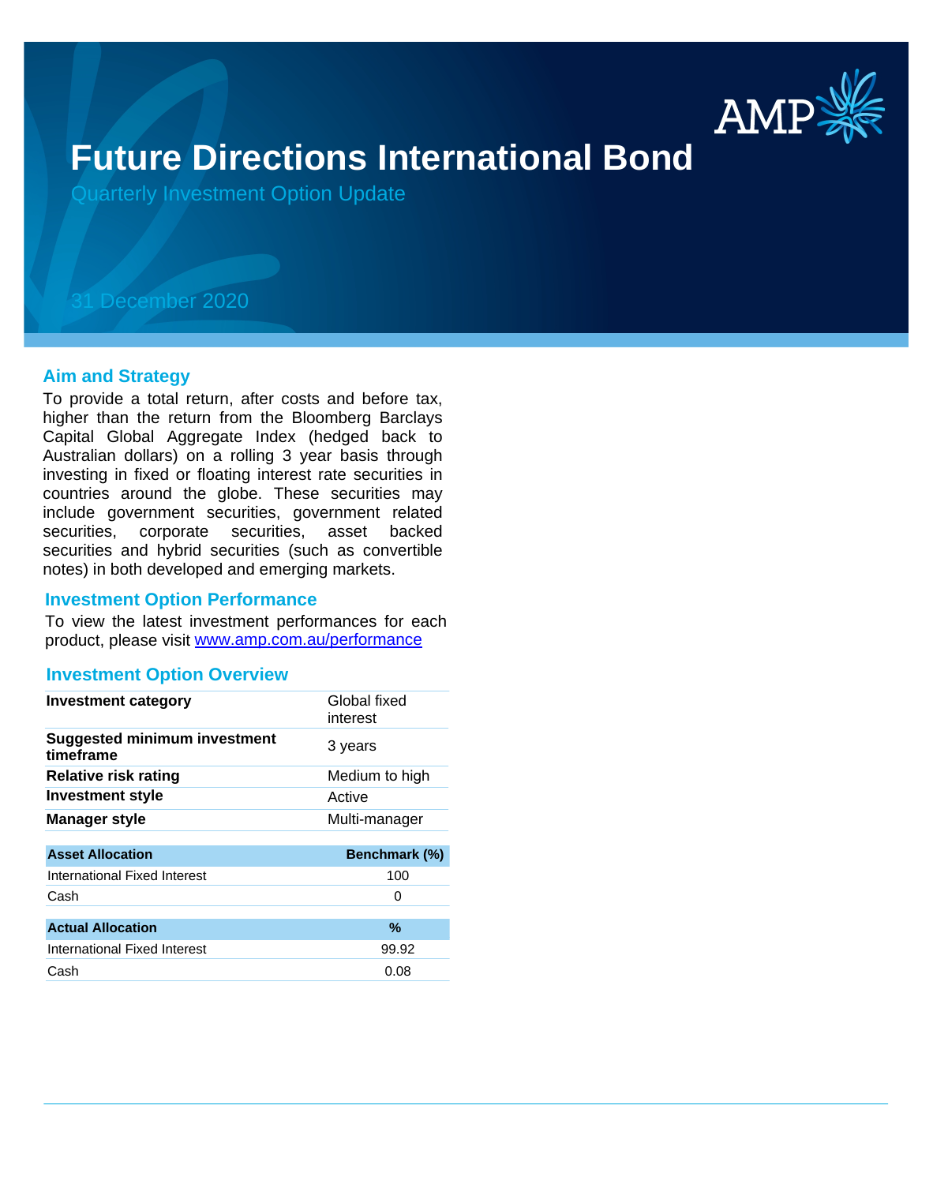# Future Directions International Bond

## Quarterly Investment Option Update

31 December 2020

### Aim and Strategy

To provide a total return, after costs and before tax, higher than the return from the Bloomberg Barclays Capital Global Aggregate Index (hedged back to Australian dollars) on a rolling 3 year basis through investing in fixed or floating interest rate securities in countries around the globe. These securities may include government securities, government related securities, corporate securities, asset backed securities and hybrid securities (such as convertible notes) in both developed and emerging markets.

### Investment Option Performance

To view the latest investment performances for each product, please visit [www.amp.com.au/performance](http://www.amp.com.au/performance)

### Investment Option Overview

| | |
|---|---|
| **Investment category** | Global fixed interest |
| **Suggested minimum investment timeframe** | 3 years |
| **Relative risk rating** | Medium to high |
| **Investment style** | Active |
| **Manager style** | Multi-manager |

| Asset Allocation | Benchmark (%) |
|---|---|
| International Fixed Interest | 100 |
| Cash | 0 |

| Actual Allocation | % |
|---|---|
| International Fixed Interest | 99.92 |
| Cash | 0.08 |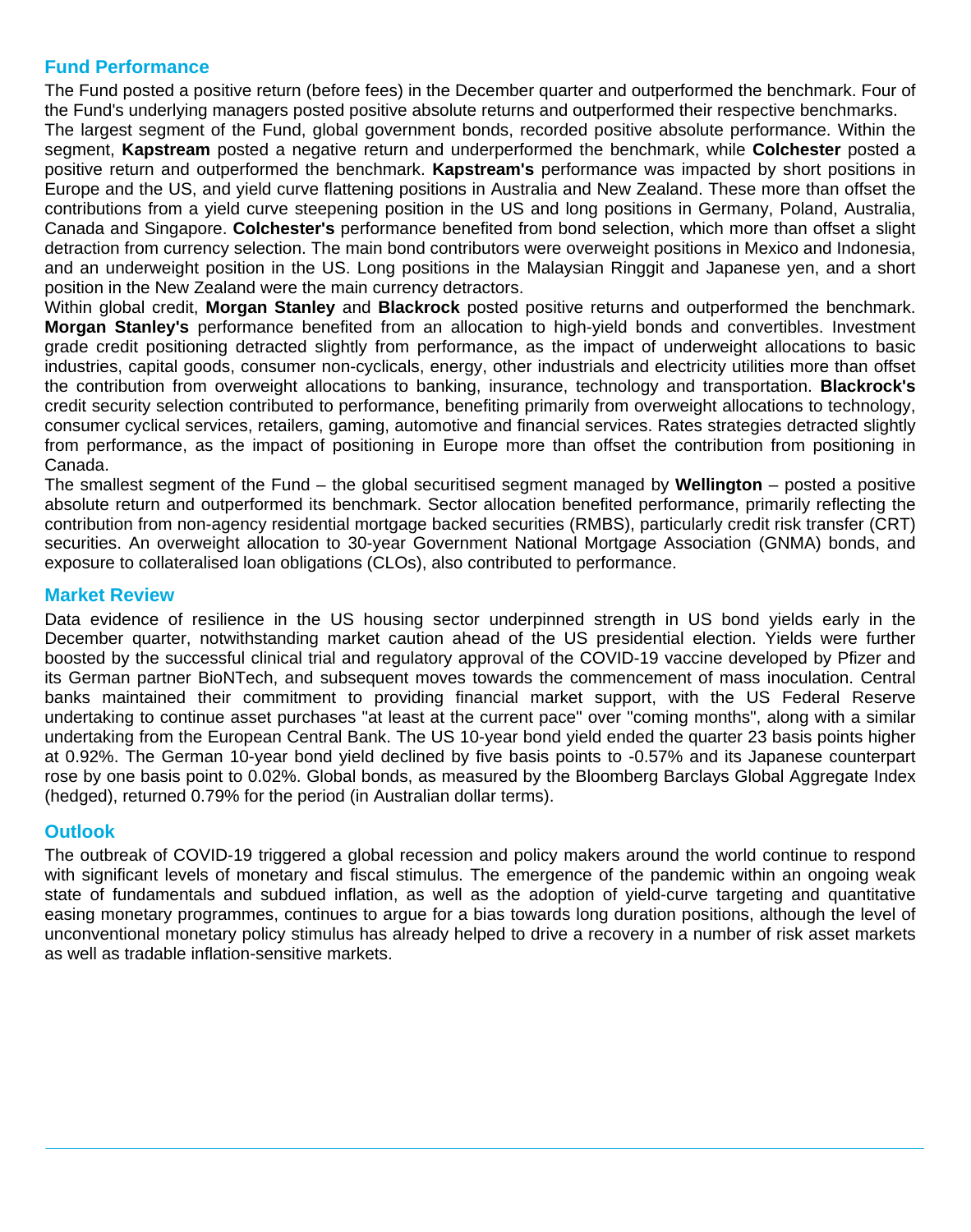## Fund Performance

The Fund posted a positive return (before fees) in the December quarter and outperformed the benchmark. Four of the Fund's underlying managers posted positive absolute returns and outperformed their respective benchmarks.

The largest segment of the Fund, global government bonds, recorded positive absolute performance. Within the segment, **Kapstream** posted a negative return and underperformed the benchmark, while **Colchester** posted a positive return and outperformed the benchmark. **Kapstream's** performance was impacted by short positions in Europe and the US, and yield curve flattening positions in Australia and New Zealand. These more than offset the contributions from a yield curve steepening position in the US and long positions in Germany, Poland, Australia, Canada and Singapore. **Colchester's** performance benefited from bond selection, which more than offset a slight detraction from currency selection. The main bond contributors were overweight positions in Mexico and Indonesia, and an underweight position in the US. Long positions in the Malaysian Ringgit and Japanese yen, and a short position in the New Zealand were the main currency detractors.

Within global credit, **Morgan Stanley** and **Blackrock** posted positive returns and outperformed the benchmark. **Morgan Stanley's** performance benefited from an allocation to high-yield bonds and convertibles. Investment grade credit positioning detracted slightly from performance, as the impact of underweight allocations to basic industries, capital goods, consumer non-cyclicals, energy, other industrials and electricity utilities more than offset the contribution from overweight allocations to banking, insurance, technology and transportation. **Blackrock's** credit security selection contributed to performance, benefiting primarily from overweight allocations to technology, consumer cyclical services, retailers, gaming, automotive and financial services. Rates strategies detracted slightly from performance, as the impact of positioning in Europe more than offset the contribution from positioning in Canada.

The smallest segment of the Fund – the global securitised segment managed by **Wellington** – posted a positive absolute return and outperformed its benchmark. Sector allocation benefited performance, primarily reflecting the contribution from non-agency residential mortgage backed securities (RMBS), particularly credit risk transfer (CRT) securities. An overweight allocation to 30-year Government National Mortgage Association (GNMA) bonds, and exposure to collateralised loan obligations (CLOs), also contributed to performance.

## Market Review

Data evidence of resilience in the US housing sector underpinned strength in US bond yields early in the December quarter, notwithstanding market caution ahead of the US presidential election. Yields were further boosted by the successful clinical trial and regulatory approval of the COVID-19 vaccine developed by Pfizer and its German partner BioNTech, and subsequent moves towards the commencement of mass inoculation. Central banks maintained their commitment to providing financial market support, with the US Federal Reserve undertaking to continue asset purchases "at least at the current pace" over "coming months", along with a similar undertaking from the European Central Bank. The US 10-year bond yield ended the quarter 23 basis points higher at 0.92%. The German 10-year bond yield declined by five basis points to -0.57% and its Japanese counterpart rose by one basis point to 0.02%. Global bonds, as measured by the Bloomberg Barclays Global Aggregate Index (hedged), returned 0.79% for the period (in Australian dollar terms).

## Outlook

The outbreak of COVID-19 triggered a global recession and policy makers around the world continue to respond with significant levels of monetary and fiscal stimulus. The emergence of the pandemic within an ongoing weak state of fundamentals and subdued inflation, as well as the adoption of yield-curve targeting and quantitative easing monetary programmes, continues to argue for a bias towards long duration positions, although the level of unconventional monetary policy stimulus has already helped to drive a recovery in a number of risk asset markets as well as tradable inflation-sensitive markets.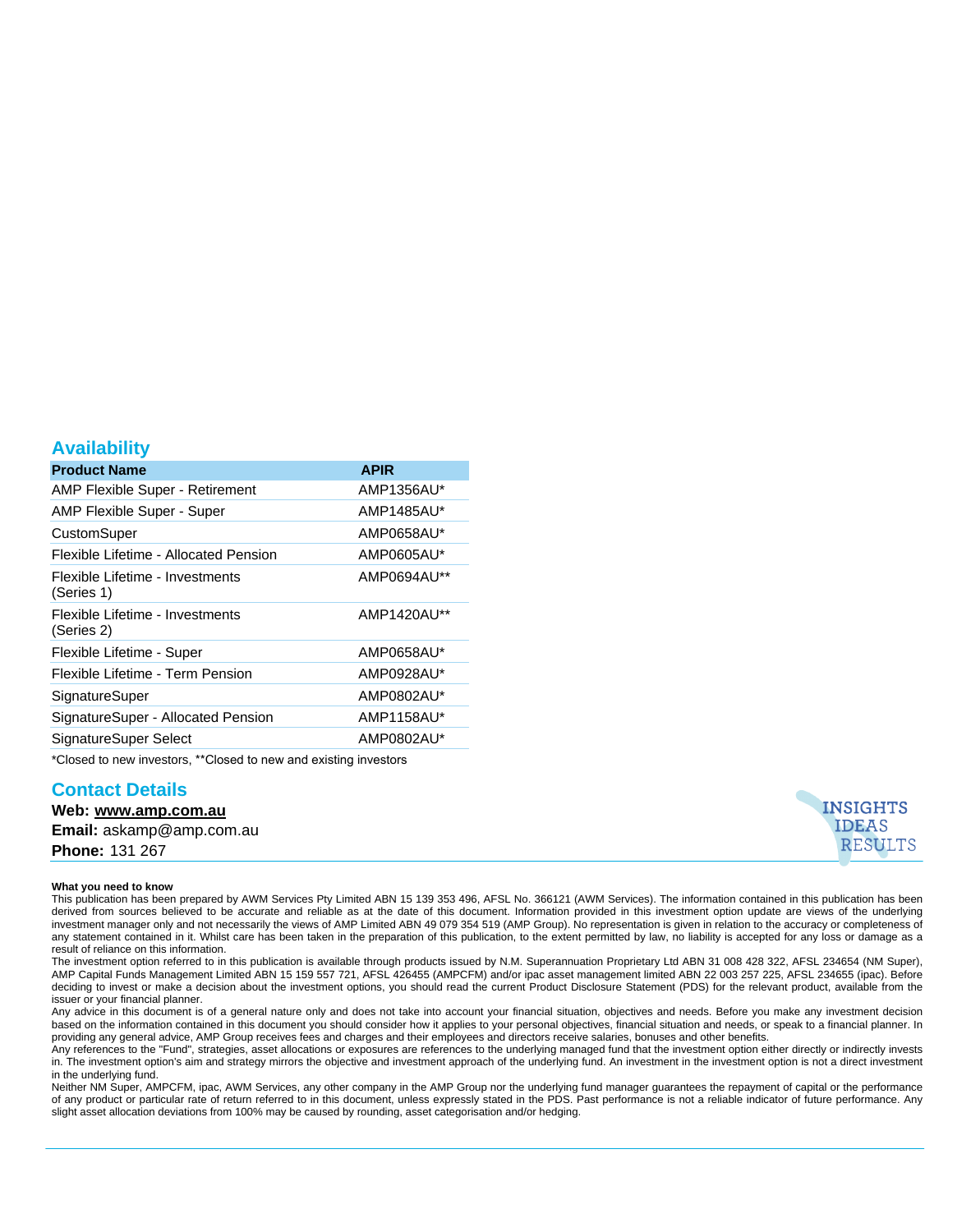## Availability

| Product Name | APIR |
| --- | --- |
| AMP Flexible Super - Retirement | AMP1356AU* |
| AMP Flexible Super - Super | AMP1485AU* |
| CustomSuper | AMP0658AU* |
| Flexible Lifetime - Allocated Pension | AMP0605AU* |
| Flexible Lifetime - Investments (Series 1) | AMP0694AU** |
| Flexible Lifetime - Investments (Series 2) | AMP1420AU** |
| Flexible Lifetime - Super | AMP0658AU* |
| Flexible Lifetime - Term Pension | AMP0928AU* |
| SignatureSuper | AMP0802AU* |
| SignatureSuper - Allocated Pension | AMP1158AU* |
| SignatureSuper Select | AMP0802AU* |

*Closed to new investors, **Closed to new and existing investors

## Contact Details

**Web:** **www.amp.com.au**
**Email:** askamp@amp.com.au
**Phone:** 131 267

INSIGHTS
IDEAS
RESULTS

**What you need to know**

This publication has been prepared by AWM Services Pty Limited ABN 15 139 353 496, AFSL No. 366121 (AWM Services). The information contained in this publication has been derived from sources believed to be accurate and reliable as at the date of this document. Information provided in this investment option update are views of the underlying investment manager only and not necessarily the views of AMP Limited ABN 49 079 354 519 (AMP Group). No representation is given in relation to the accuracy or completeness of any statement contained in it. Whilst care has been taken in the preparation of this publication, to the extent permitted by law, no liability is accepted for any loss or damage as a result of reliance on this information.

The investment option referred to in this publication is available through products issued by N.M. Superannuation Proprietary Ltd ABN 31 008 428 322, AFSL 234654 (NM Super), AMP Capital Funds Management Limited ABN 15 159 557 721, AFSL 426455 (AMPCFM) and/or ipac asset management limited ABN 22 003 257 225, AFSL 234655 (ipac). Before deciding to invest or make a decision about the investment options, you should read the current Product Disclosure Statement (PDS) for the relevant product, available from the issuer or your financial planner.

Any advice in this document is of a general nature only and does not take into account your financial situation, objectives and needs. Before you make any investment decision based on the information contained in this document you should consider how it applies to your personal objectives, financial situation and needs, or speak to a financial planner. In providing any general advice, AMP Group receives fees and charges and their employees and directors receive salaries, bonuses and other benefits.

Any references to the "Fund", strategies, asset allocations or exposures are references to the underlying managed fund that the investment option either directly or indirectly invests in. The investment option's aim and strategy mirrors the objective and investment approach of the underlying fund. An investment in the investment option is not a direct investment in the underlying fund.

Neither NM Super, AMPCFM, ipac, AWM Services, any other company in the AMP Group nor the underlying fund manager guarantees the repayment of capital or the performance of any product or particular rate of return referred to in this document, unless expressly stated in the PDS. Past performance is not a reliable indicator of future performance. Any slight asset allocation deviations from 100% may be caused by rounding, asset categorisation and/or hedging.